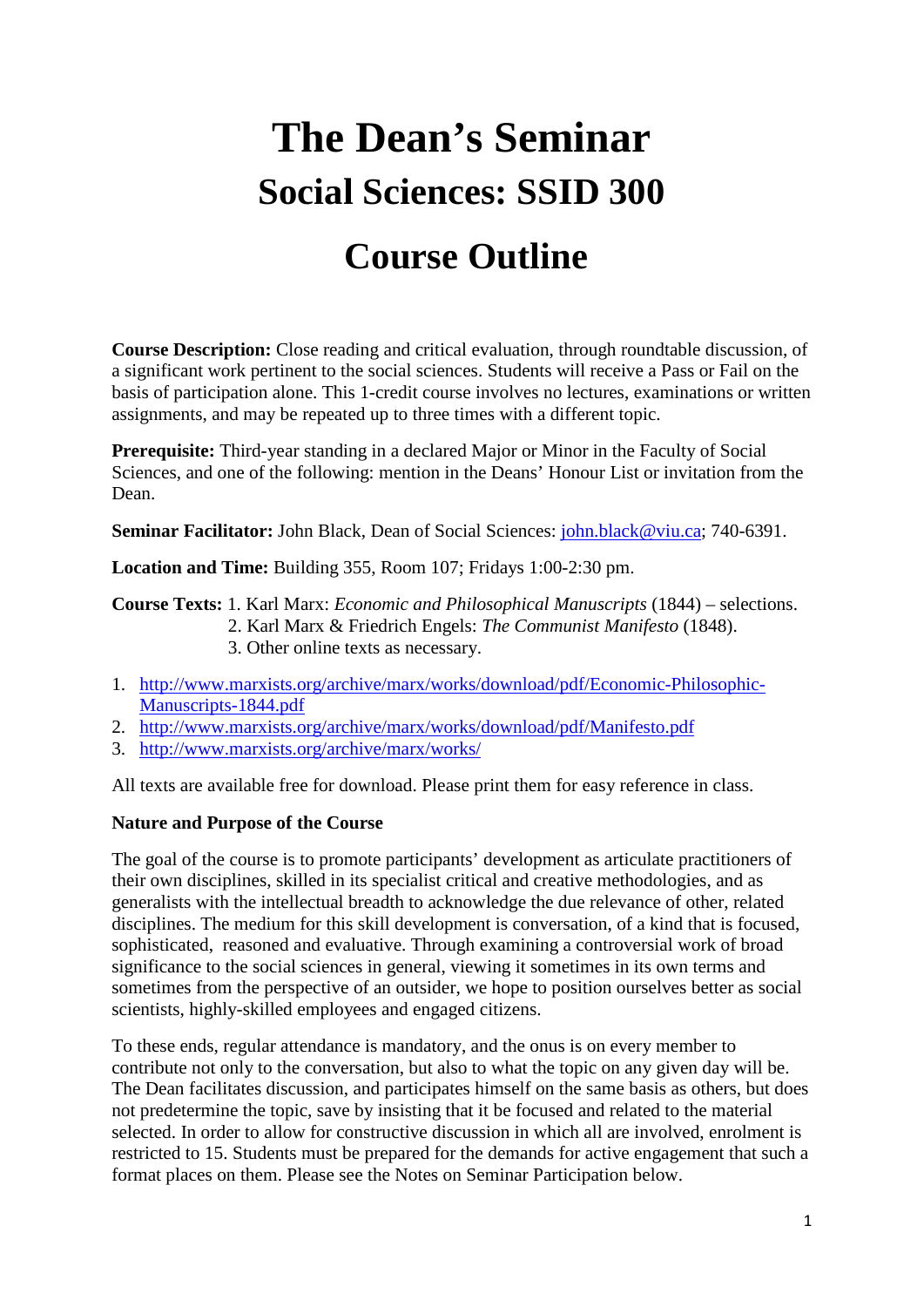# The Dean's Seminar

## Social Sciences: SSID 300

## Course Outline

**Course Description:** Close reading and critical evaluation, through roundtable discussion, of a significant work pertinent to the social sciences. Students will receive a Pass or Fail on the basis of participation alone. This 1-credit course involves no lectures, examinations or written assignments, and may be repeated up to three times with a different topic.

**Prerequisite:** Third-year standing in a declared Major or Minor in the Faculty of Social Sciences, and one of the following: mention in the Deans' Honour List or invitation from the Dean.

**Seminar Facilitator:** John Black, Dean of Social Sciences: john.black@viu.ca; 740-6391.

**Location and Time:** Building 355, Room 107; Fridays 1:00-2:30 pm.

**Course Texts:** 1. Karl Marx: *Economic and Philosophical Manuscripts* (1844) – selections.
2. Karl Marx & Friedrich Engels: *The Communist Manifesto* (1848).
3. Other online texts as necessary.

1. http://www.marxists.org/archive/marx/works/download/pdf/Economic-Philosophic-Manuscripts-1844.pdf
2. http://www.marxists.org/archive/marx/works/download/pdf/Manifesto.pdf
3. http://www.marxists.org/archive/marx/works/

All texts are available free for download. Please print them for easy reference in class.

**Nature and Purpose of the Course**

The goal of the course is to promote participants' development as articulate practitioners of their own disciplines, skilled in its specialist critical and creative methodologies, and as generalists with the intellectual breadth to acknowledge the due relevance of other, related disciplines. The medium for this skill development is conversation, of a kind that is focused, sophisticated, reasoned and evaluative. Through examining a controversial work of broad significance to the social sciences in general, viewing it sometimes in its own terms and sometimes from the perspective of an outsider, we hope to position ourselves better as social scientists, highly-skilled employees and engaged citizens.

To these ends, regular attendance is mandatory, and the onus is on every member to contribute not only to the conversation, but also to what the topic on any given day will be. The Dean facilitates discussion, and participates himself on the same basis as others, but does not predetermine the topic, save by insisting that it be focused and related to the material selected. In order to allow for constructive discussion in which all are involved, enrolment is restricted to 15. Students must be prepared for the demands for active engagement that such a format places on them. Please see the Notes on Seminar Participation below.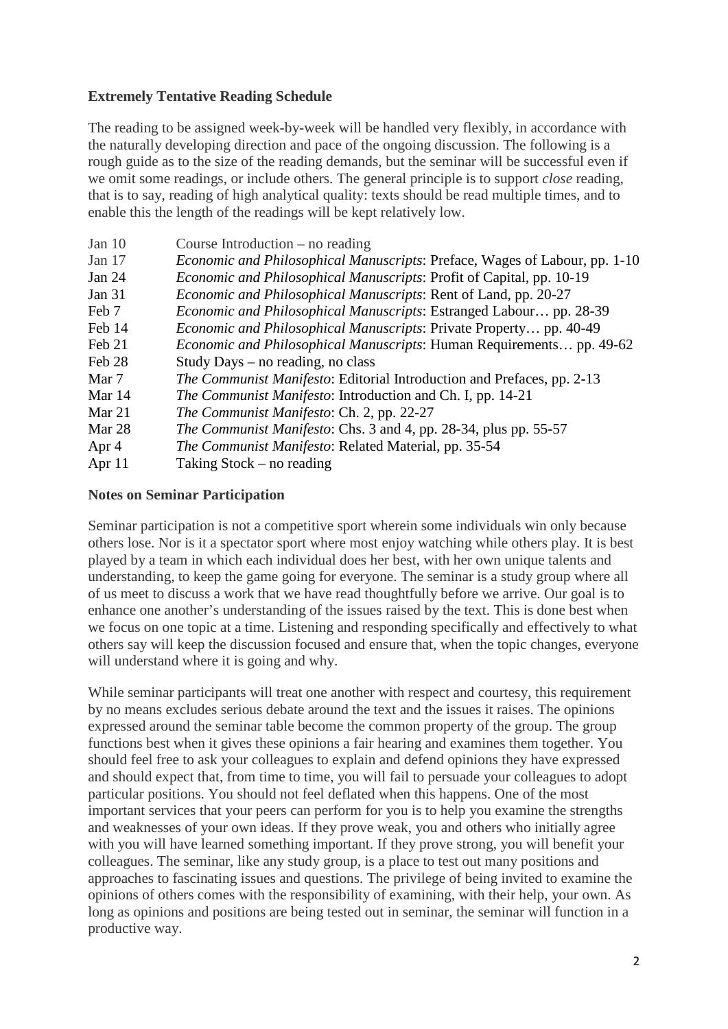**Extremely Tentative Reading Schedule**

The reading to be assigned week-by-week will be handled very flexibly, in accordance with the naturally developing direction and pace of the ongoing discussion. The following is a rough guide as to the size of the reading demands, but the seminar will be successful even if we omit some readings, or include others. The general principle is to support *close* reading, that is to say, reading of high analytical quality: texts should be read multiple times, and to enable this the length of the readings will be kept relatively low.

| | |
|---|---|
| Jan 10 | Course Introduction – no reading |
| Jan 17 | *Economic and Philosophical Manuscripts*: Preface, Wages of Labour, pp. 1-10 |
| Jan 24 | *Economic and Philosophical Manuscripts*: Profit of Capital, pp. 10-19 |
| Jan 31 | *Economic and Philosophical Manuscripts*: Rent of Land, pp. 20-27 |
| Feb 7 | *Economic and Philosophical Manuscripts*: Estranged Labour… pp. 28-39 |
| Feb 14 | *Economic and Philosophical Manuscripts*: Private Property… pp. 40-49 |
| Feb 21 | *Economic and Philosophical Manuscripts*: Human Requirements… pp. 49-62 |
| Feb 28 | Study Days – no reading, no class |
| Mar 7 | *The Communist Manifesto*: Editorial Introduction and Prefaces, pp. 2-13 |
| Mar 14 | *The Communist Manifesto*: Introduction and Ch. I, pp. 14-21 |
| Mar 21 | *The Communist Manifesto*: Ch. 2, pp. 22-27 |
| Mar 28 | *The Communist Manifesto*: Chs. 3 and 4, pp. 28-34, plus pp. 55-57 |
| Apr 4 | *The Communist Manifesto*: Related Material, pp. 35-54 |
| Apr 11 | Taking Stock – no reading |

**Notes on Seminar Participation**

Seminar participation is not a competitive sport wherein some individuals win only because others lose. Nor is it a spectator sport where most enjoy watching while others play. It is best played by a team in which each individual does her best, with her own unique talents and understanding, to keep the game going for everyone. The seminar is a study group where all of us meet to discuss a work that we have read thoughtfully before we arrive. Our goal is to enhance one another's understanding of the issues raised by the text. This is done best when we focus on one topic at a time. Listening and responding specifically and effectively to what others say will keep the discussion focused and ensure that, when the topic changes, everyone will understand where it is going and why.

While seminar participants will treat one another with respect and courtesy, this requirement by no means excludes serious debate around the text and the issues it raises. The opinions expressed around the seminar table become the common property of the group. The group functions best when it gives these opinions a fair hearing and examines them together. You should feel free to ask your colleagues to explain and defend opinions they have expressed and should expect that, from time to time, you will fail to persuade your colleagues to adopt particular positions. You should not feel deflated when this happens. One of the most important services that your peers can perform for you is to help you examine the strengths and weaknesses of your own ideas. If they prove weak, you and others who initially agree with you will have learned something important. If they prove strong, you will benefit your colleagues. The seminar, like any study group, is a place to test out many positions and approaches to fascinating issues and questions. The privilege of being invited to examine the opinions of others comes with the responsibility of examining, with their help, your own. As long as opinions and positions are being tested out in seminar, the seminar will function in a productive way.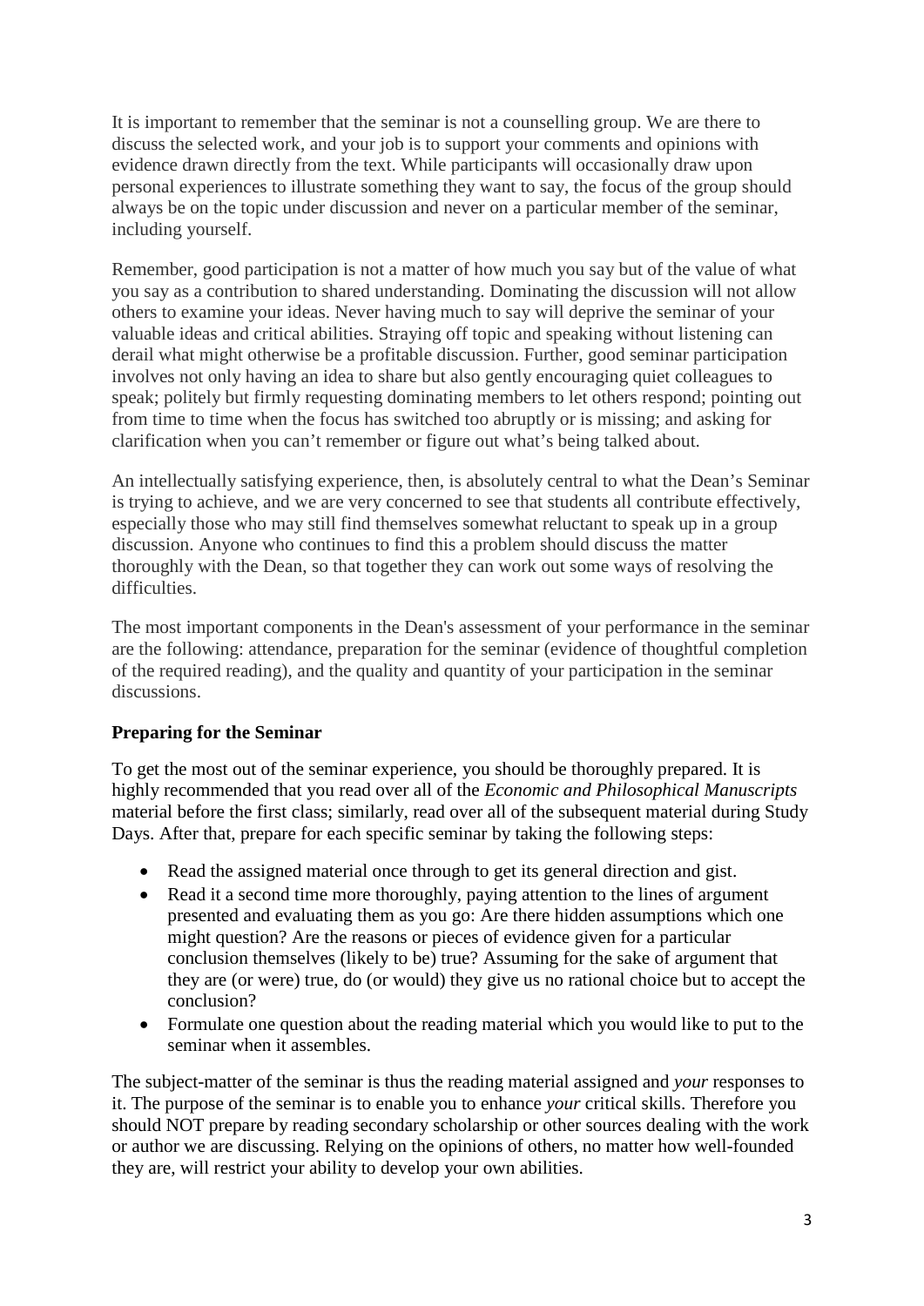It is important to remember that the seminar is not a counselling group. We are there to discuss the selected work, and your job is to support your comments and opinions with evidence drawn directly from the text. While participants will occasionally draw upon personal experiences to illustrate something they want to say, the focus of the group should always be on the topic under discussion and never on a particular member of the seminar, including yourself.

Remember, good participation is not a matter of how much you say but of the value of what you say as a contribution to shared understanding. Dominating the discussion will not allow others to examine your ideas. Never having much to say will deprive the seminar of your valuable ideas and critical abilities. Straying off topic and speaking without listening can derail what might otherwise be a profitable discussion. Further, good seminar participation involves not only having an idea to share but also gently encouraging quiet colleagues to speak; politely but firmly requesting dominating members to let others respond; pointing out from time to time when the focus has switched too abruptly or is missing; and asking for clarification when you can't remember or figure out what's being talked about.

An intellectually satisfying experience, then, is absolutely central to what the Dean's Seminar is trying to achieve, and we are very concerned to see that students all contribute effectively, especially those who may still find themselves somewhat reluctant to speak up in a group discussion. Anyone who continues to find this a problem should discuss the matter thoroughly with the Dean, so that together they can work out some ways of resolving the difficulties.

The most important components in the Dean's assessment of your performance in the seminar are the following: attendance, preparation for the seminar (evidence of thoughtful completion of the required reading), and the quality and quantity of your participation in the seminar discussions.

**Preparing for the Seminar**

To get the most out of the seminar experience, you should be thoroughly prepared. It is highly recommended that you read over all of the *Economic and Philosophical Manuscripts* material before the first class; similarly, read over all of the subsequent material during Study Days. After that, prepare for each specific seminar by taking the following steps:

- Read the assigned material once through to get its general direction and gist.
- Read it a second time more thoroughly, paying attention to the lines of argument presented and evaluating them as you go: Are there hidden assumptions which one might question? Are the reasons or pieces of evidence given for a particular conclusion themselves (likely to be) true? Assuming for the sake of argument that they are (or were) true, do (or would) they give us no rational choice but to accept the conclusion?
- Formulate one question about the reading material which you would like to put to the seminar when it assembles.

The subject-matter of the seminar is thus the reading material assigned and *your* responses to it. The purpose of the seminar is to enable you to enhance *your* critical skills. Therefore you should NOT prepare by reading secondary scholarship or other sources dealing with the work or author we are discussing. Relying on the opinions of others, no matter how well-founded they are, will restrict your ability to develop your own abilities.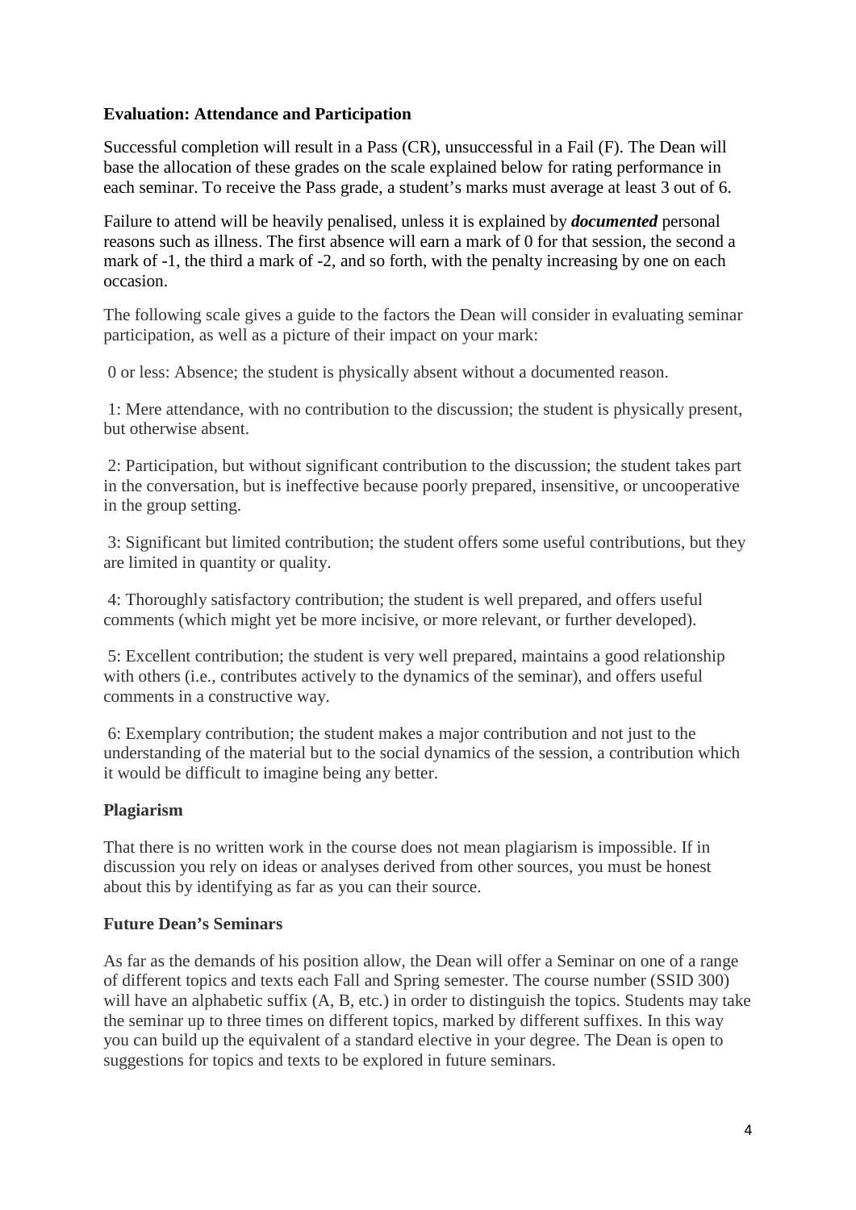**Evaluation: Attendance and Participation**

Successful completion will result in a Pass (CR), unsuccessful in a Fail (F). The Dean will base the allocation of these grades on the scale explained below for rating performance in each seminar. To receive the Pass grade, a student's marks must average at least 3 out of 6.

Failure to attend will be heavily penalised, unless it is explained by ***documented*** personal reasons such as illness. The first absence will earn a mark of 0 for that session, the second a mark of -1, the third a mark of -2, and so forth, with the penalty increasing by one on each occasion.

The following scale gives a guide to the factors the Dean will consider in evaluating seminar participation, as well as a picture of their impact on your mark:

0 or less: Absence; the student is physically absent without a documented reason.

1: Mere attendance, with no contribution to the discussion; the student is physically present, but otherwise absent.

2: Participation, but without significant contribution to the discussion; the student takes part in the conversation, but is ineffective because poorly prepared, insensitive, or uncooperative in the group setting.

3: Significant but limited contribution; the student offers some useful contributions, but they are limited in quantity or quality.

4: Thoroughly satisfactory contribution; the student is well prepared, and offers useful comments (which might yet be more incisive, or more relevant, or further developed).

5: Excellent contribution; the student is very well prepared, maintains a good relationship with others (i.e., contributes actively to the dynamics of the seminar), and offers useful comments in a constructive way.

6: Exemplary contribution; the student makes a major contribution and not just to the understanding of the material but to the social dynamics of the session, a contribution which it would be difficult to imagine being any better.

**Plagiarism**

That there is no written work in the course does not mean plagiarism is impossible. If in discussion you rely on ideas or analyses derived from other sources, you must be honest about this by identifying as far as you can their source.

**Future Dean's Seminars**

As far as the demands of his position allow, the Dean will offer a Seminar on one of a range of different topics and texts each Fall and Spring semester. The course number (SSID 300) will have an alphabetic suffix (A, B, etc.) in order to distinguish the topics. Students may take the seminar up to three times on different topics, marked by different suffixes. In this way you can build up the equivalent of a standard elective in your degree. The Dean is open to suggestions for topics and texts to be explored in future seminars.